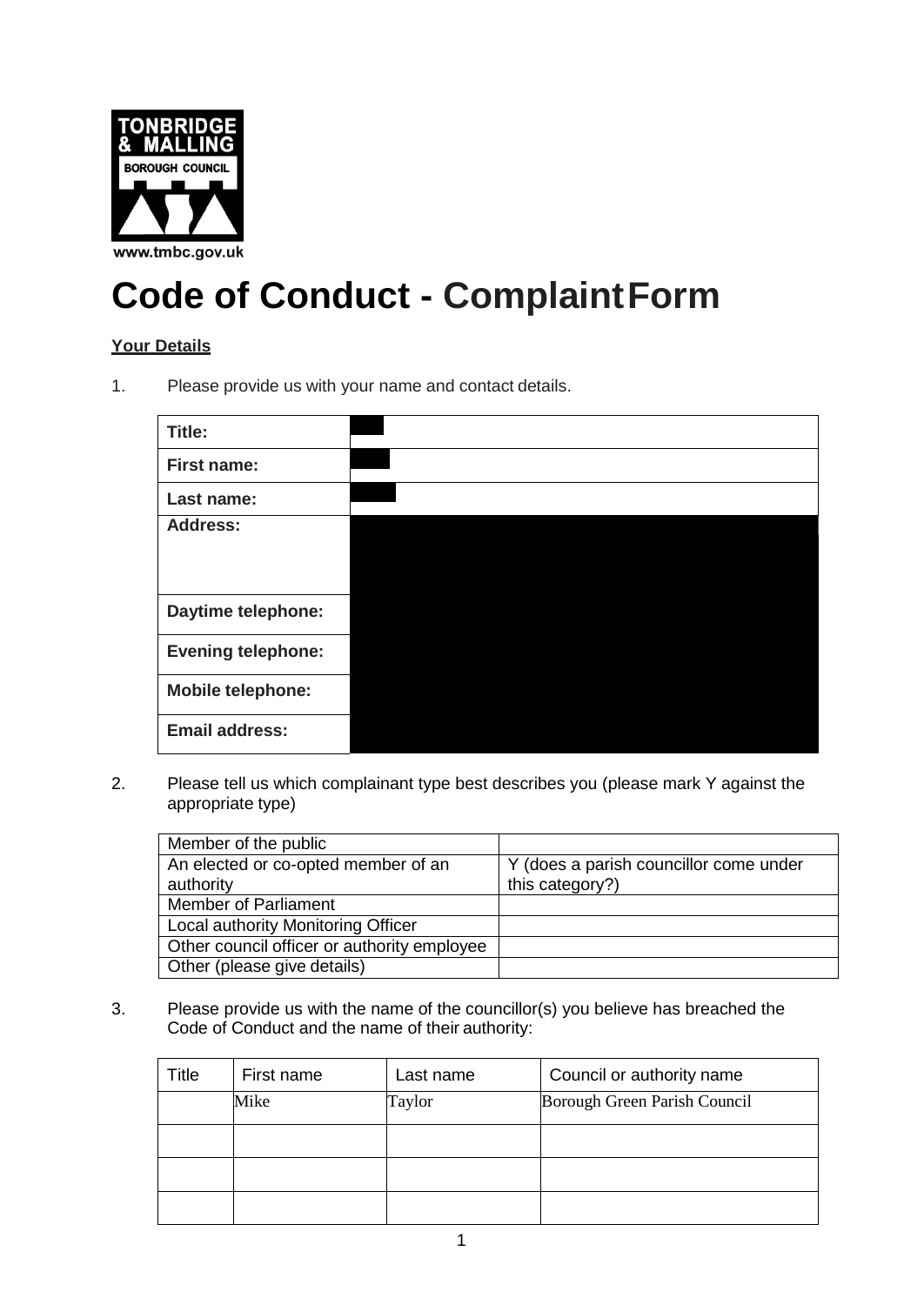TONBRIDGE & MALLING BOROUGH COUNCIL

www.tmbc.gov.uk

# Code of Conduct - Complaint Form

**Your Details**

1. Please provide us with your name and contact details.

| **Title:** | |
|---|---|
| **First name:** | |
| **Last name:** | |
| **Address:** | |
| **Daytime telephone:** | |
| **Evening telephone:** | |
| **Mobile telephone:** | |
| **Email address:** | |

2. Please tell us which complainant type best describes you (please mark Y against the appropriate type)

| | |
|---|---|
| Member of the public | |
| An elected or co-opted member of an authority | Y (does a parish councillor come under this category?) |
| Member of Parliament | |
| Local authority Monitoring Officer | |
| Other council officer or authority employee | |
| Other (please give details) | |

3. Please provide us with the name of the councillor(s) you believe has breached the Code of Conduct and the name of their authority:

| Title | First name | Last name | Council or authority name |
|---|---|---|---|
| | Mike | Taylor | Borough Green Parish Council |
| | | | |
| | | | |
| | | | |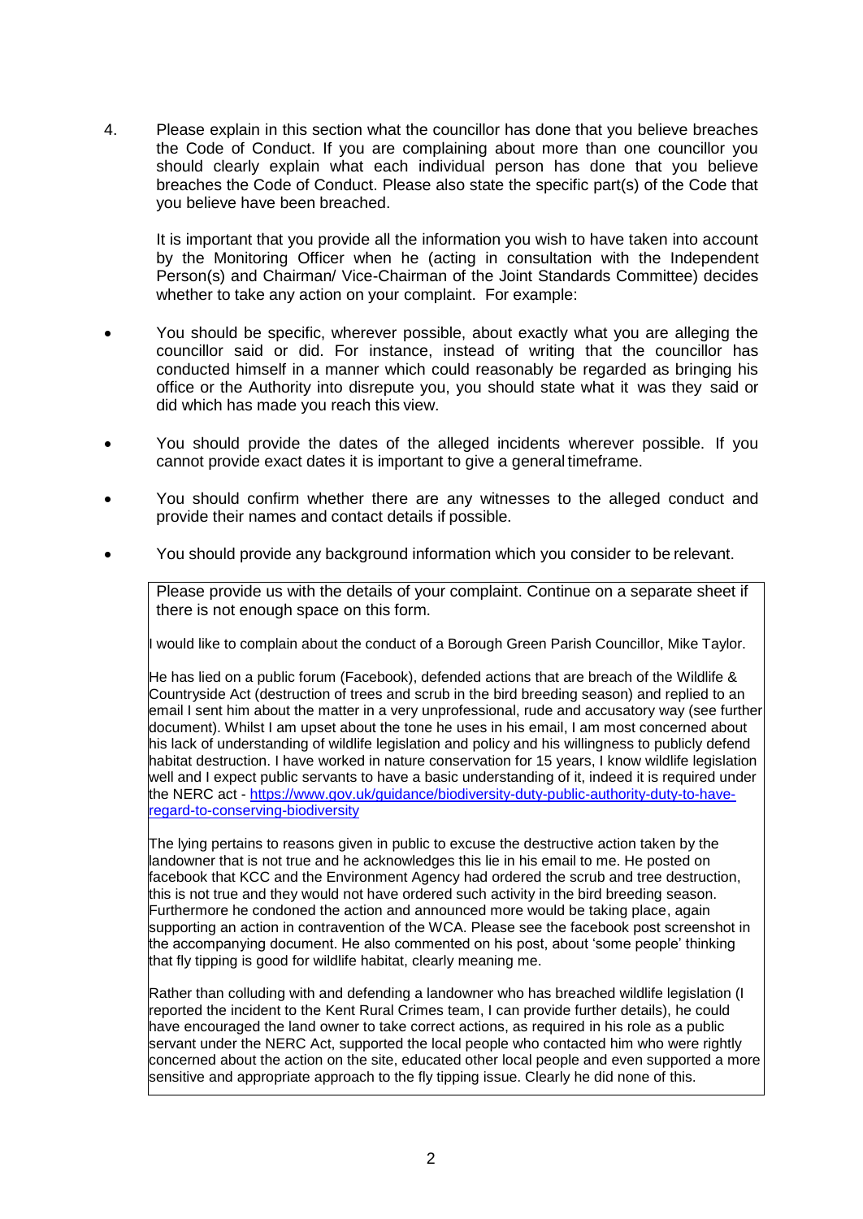4. Please explain in this section what the councillor has done that you believe breaches the Code of Conduct. If you are complaining about more than one councillor you should clearly explain what each individual person has done that you believe breaches the Code of Conduct. Please also state the specific part(s) of the Code that you believe have been breached.

   It is important that you provide all the information you wish to have taken into account by the Monitoring Officer when he (acting in consultation with the Independent Person(s) and Chairman/ Vice-Chairman of the Joint Standards Committee) decides whether to take any action on your complaint. For example:

- You should be specific, wherever possible, about exactly what you are alleging the councillor said or did. For instance, instead of writing that the councillor has conducted himself in a manner which could reasonably be regarded as bringing his office or the Authority into disrepute you, you should state what it was they said or did which has made you reach this view.
- You should provide the dates of the alleged incidents wherever possible. If you cannot provide exact dates it is important to give a general timeframe.
- You should confirm whether there are any witnesses to the alleged conduct and provide their names and contact details if possible.
- You should provide any background information which you consider to be relevant.

Please provide us with the details of your complaint. Continue on a separate sheet if there is not enough space on this form.

I would like to complain about the conduct of a Borough Green Parish Councillor, Mike Taylor.

He has lied on a public forum (Facebook), defended actions that are breach of the Wildlife & Countryside Act (destruction of trees and scrub in the bird breeding season) and replied to an email I sent him about the matter in a very unprofessional, rude and accusatory way (see further document). Whilst I am upset about the tone he uses in his email, I am most concerned about his lack of understanding of wildlife legislation and policy and his willingness to publicly defend habitat destruction. I have worked in nature conservation for 15 years, I know wildlife legislation well and I expect public servants to have a basic understanding of it, indeed it is required under the NERC act - [https://www.gov.uk/guidance/biodiversity-duty-public-authority-duty-to-have-regard-to-conserving-biodiversity](https://www.gov.uk/guidance/biodiversity-duty-public-authority-duty-to-have-regard-to-conserving-biodiversity)

The lying pertains to reasons given in public to excuse the destructive action taken by the landowner that is not true and he acknowledges this lie in his email to me. He posted on facebook that KCC and the Environment Agency had ordered the scrub and tree destruction, this is not true and they would not have ordered such activity in the bird breeding season. Furthermore he condoned the action and announced more would be taking place, again supporting an action in contravention of the WCA. Please see the facebook post screenshot in the accompanying document. He also commented on his post, about 'some people' thinking that fly tipping is good for wildlife habitat, clearly meaning me.

Rather than colluding with and defending a landowner who has breached wildlife legislation (I reported the incident to the Kent Rural Crimes team, I can provide further details), he could have encouraged the land owner to take correct actions, as required in his role as a public servant under the NERC Act, supported the local people who contacted him who were rightly concerned about the action on the site, educated other local people and even supported a more sensitive and appropriate approach to the fly tipping issue. Clearly he did none of this.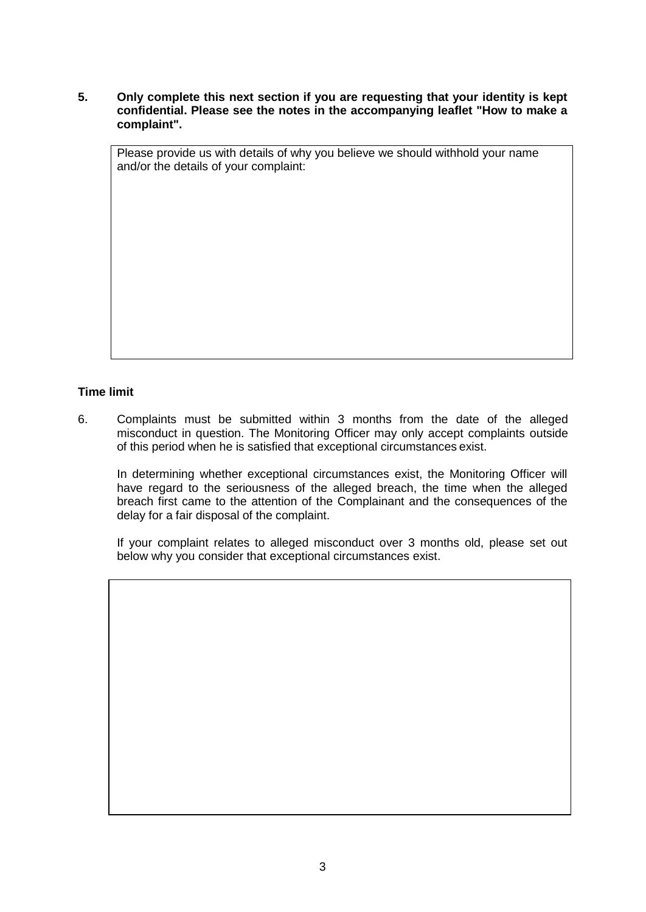**5. Only complete this next section if you are requesting that your identity is kept confidential. Please see the notes in the accompanying leaflet "How to make a complaint".**

| Please provide us with details of why you believe we should withhold your name and/or the details of your complaint: |
|---|
| |

**Time limit**

6. Complaints must be submitted within 3 months from the date of the alleged misconduct in question. The Monitoring Officer may only accept complaints outside of this period when he is satisfied that exceptional circumstances exist.

   In determining whether exceptional circumstances exist, the Monitoring Officer will have regard to the seriousness of the alleged breach, the time when the alleged breach first came to the attention of the Complainant and the consequences of the delay for a fair disposal of the complaint.

   If your complaint relates to alleged misconduct over 3 months old, please set out below why you consider that exceptional circumstances exist.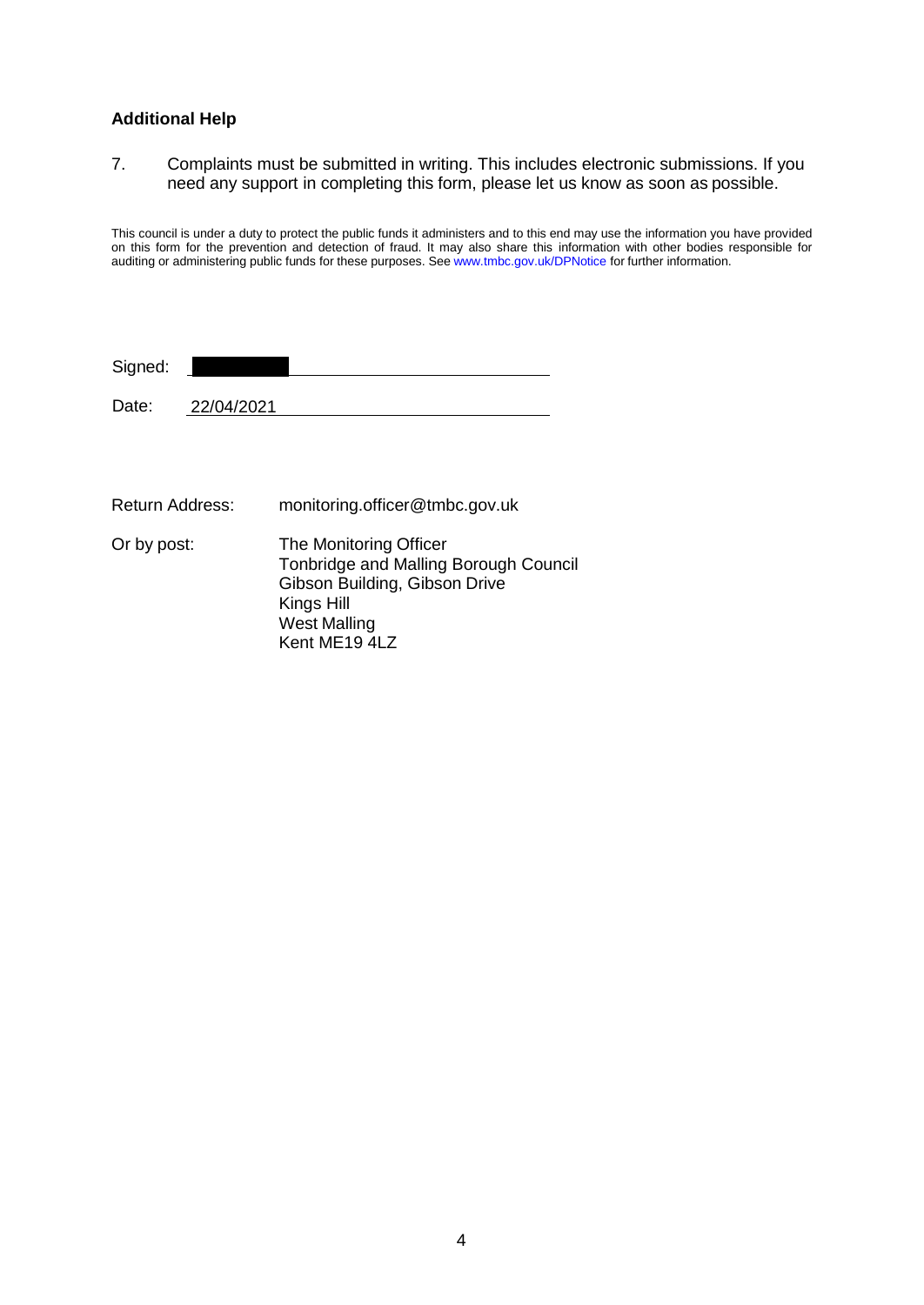## Additional Help

7. Complaints must be submitted in writing. This includes electronic submissions. If you need any support in completing this form, please let us know as soon as possible.

This council is under a duty to protect the public funds it administers and to this end may use the information you have provided on this form for the prevention and detection of fraud. It may also share this information with other bodies responsible for auditing or administering public funds for these purposes. See www.tmbc.gov.uk/DPNotice for further information.

Signed: ██████████

Date: 22/04/2021

Return Address: monitoring.officer@tmbc.gov.uk

Or by post: The Monitoring Officer
Tonbridge and Malling Borough Council
Gibson Building, Gibson Drive
Kings Hill
West Malling
Kent ME19 4LZ